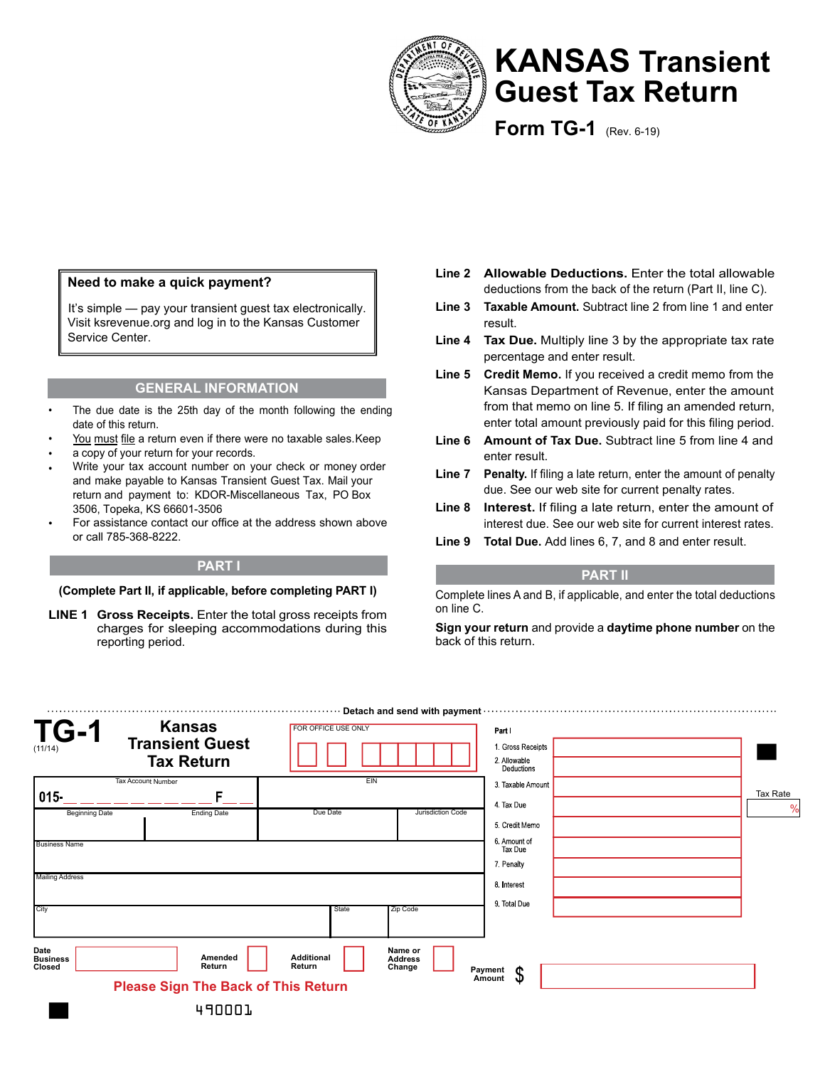# KANSAS Transient Guest Tax Return

## Form TG-1 (Rev. 6-19)

**Need to make a quick payment?**

It's simple — pay your transient guest tax electronically. Visit ksrevenue.org and log in to the Kansas Customer Service Center.

## GENERAL INFORMATION

- The due date is the 25th day of the month following the ending date of this return.
- You must file a return even if there were no taxable sales. Keep
- a copy of your return for your records.
- Write your tax account number on your check or money order and make payable to Kansas Transient Guest Tax. Mail your return and payment to: KDOR-Miscellaneous Tax, PO Box 3506, Topeka, KS 66601-3506
- For assistance contact our office at the address shown above or call 785-368-8222.

## PART I

**(Complete Part II, if applicable, before completing PART I)**

**LINE 1 Gross Receipts.** Enter the total gross receipts from charges for sleeping accommodations during this reporting period.

**Line 2 Allowable Deductions.** Enter the total allowable deductions from the back of the return (Part II, line C).

**Line 3 Taxable Amount.** Subtract line 2 from line 1 and enter result.

**Line 4 Tax Due.** Multiply line 3 by the appropriate tax rate percentage and enter result.

**Line 5 Credit Memo.** If you received a credit memo from the Kansas Department of Revenue, enter the amount from that memo on line 5. If filing an amended return, enter total amount previously paid for this filing period.

**Line 6 Amount of Tax Due.** Subtract line 5 from line 4 and enter result.

**Line 7 Penalty.** If filing a late return, enter the amount of penalty due. See our web site for current penalty rates.

**Line 8 Interest.** If filing a late return, enter the amount of interest due. See our web site for current interest rates.

**Line 9 Total Due.** Add lines 6, 7, and 8 and enter result.

## PART II

Complete lines A and B, if applicable, and enter the total deductions on line C.

**Sign your return** and provide a **daytime phone number** on the back of this return.

---

**Detach and send with payment**

# TG-1 Kansas Transient Guest Tax Return

(11/14)

FOR OFFICE USE ONLY

| Tax Account Number | EIN |
|---|---|
| 015-\_ \_ \_ \_ \_ \_ \_ \_ \_ F\_ \_ | |

| Beginning Date | Ending Date | Due Date | Jurisdiction Code |
|---|---|---|---|
| | | | |

Business Name

Mailing Address

| City | State | Zip Code |
|---|---|---|
| | | |

**Part I**

| Line | Amount |
|---|---|
| 1. Gross Receipts | |
| 2. Allowable Deductions | |
| 3. Taxable Amount | |
| 4. Tax Due | |
| 5. Credit Memo | |
| 6. Amount of Tax Due | |
| 7. Penalty | |
| 8. Interest | |
| 9. Total Due | |

Tax Rate %

**Date Business Closed** ☐ **Amended Return** ☐ **Additional Return** ☐ **Name or Address Change** ☐

**Payment Amount** $

**Please Sign The Back of This Return**

490001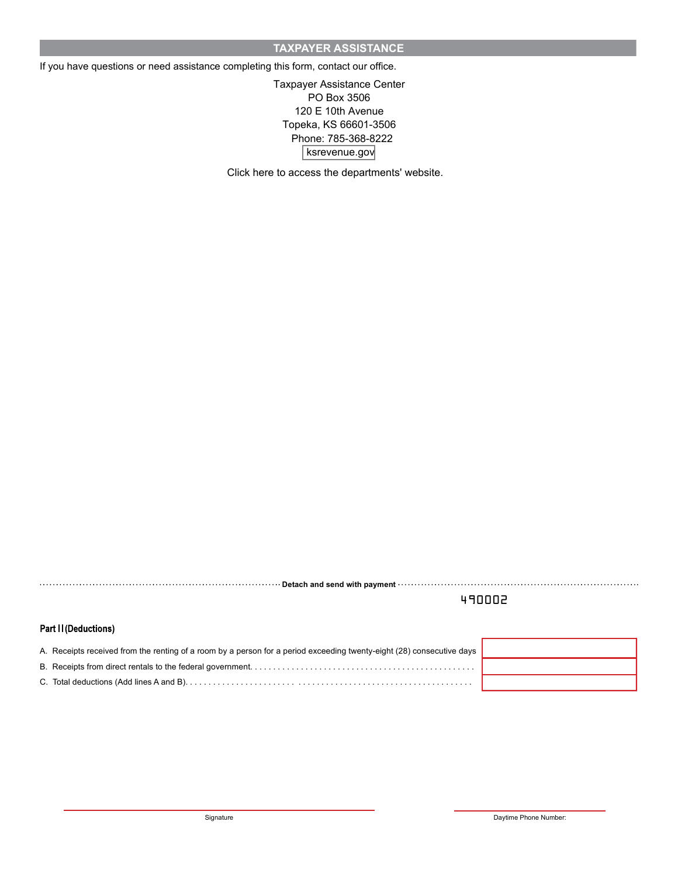## TAXPAYER ASSISTANCE

If you have questions or need assistance completing this form, contact our office.

Taxpayer Assistance Center
PO Box 3506
120 E 10th Avenue
Topeka, KS 66601-3506
Phone: 785-368-8222
ksrevenue.gov

Click here to access the departments' website.

Detach and send with payment

490002

**Part II (Deductions)**

| | |
|---|---|
| A. Receipts received from the renting of a room by a person for a period exceeding twenty-eight (28) consecutive days | |
| B. Receipts from direct rentals to the federal government. | |
| C. Total deductions (Add lines A and B). | |

Signature

Daytime Phone Number: